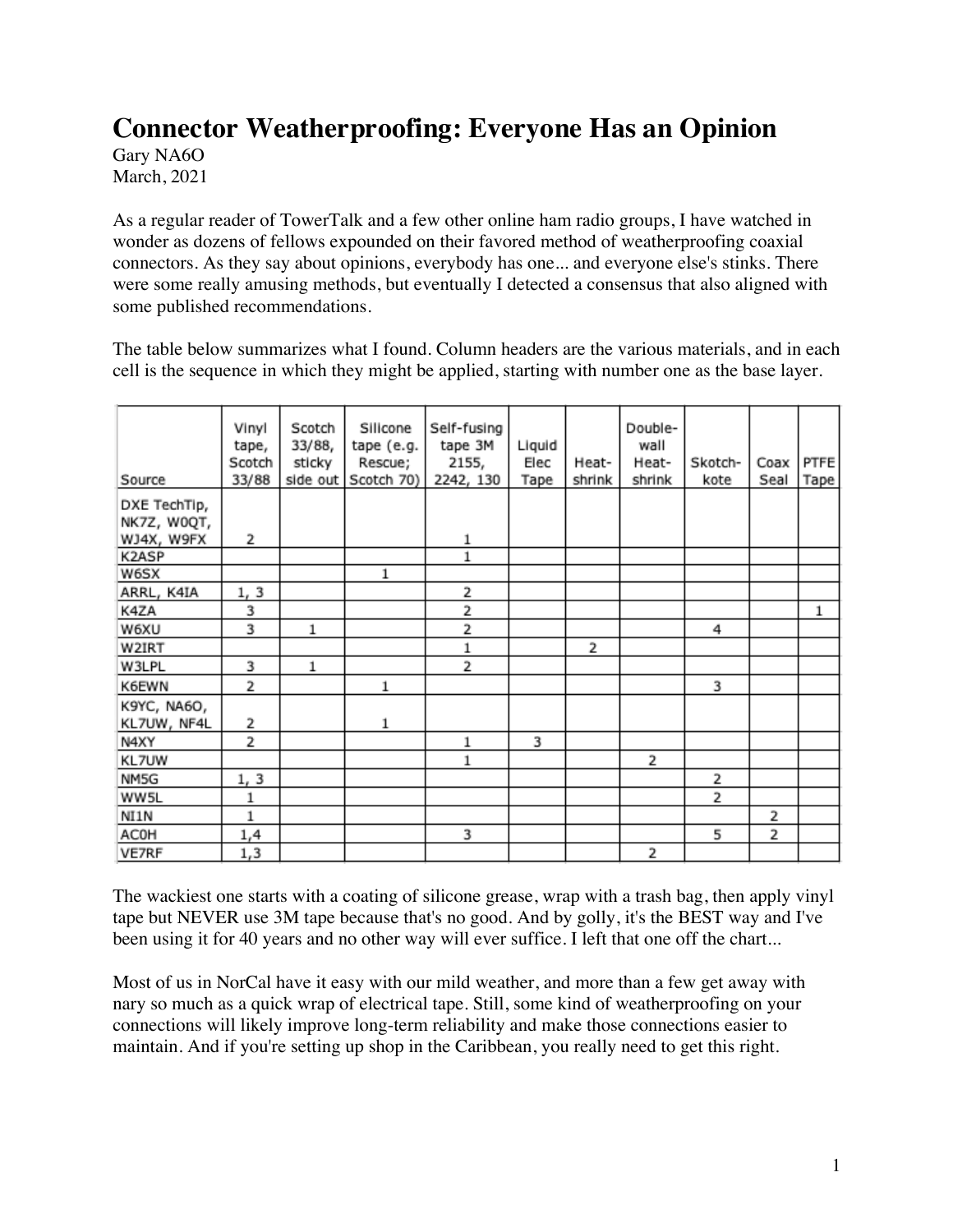# Connector Weatherproofing: Everyone Has an Opinion

Gary NA6O
March, 2021

As a regular reader of TowerTalk and a few other online ham radio groups, I have watched in wonder as dozens of fellows expounded on their favored method of weatherproofing coaxial connectors. As they say about opinions, everybody has one... and everyone else's stinks. There were some really amusing methods, but eventually I detected a consensus that also aligned with some published recommendations.

The table below summarizes what I found. Column headers are the various materials, and in each cell is the sequence in which they might be applied, starting with number one as the base layer.

| Source | Vinyl tape, Scotch 33/88 | Scotch 33/88, sticky side out | Silicone tape (e.g. Rescue; Scotch 70) | Self-fusing tape 3M 2155, 2242, 130 | Liquid Elec Tape | Heat-shrink | Double-wall Heat-shrink | Skotch-kote | Coax Seal | PTFE Tape |
|---|---|---|---|---|---|---|---|---|---|---|
| DXE TechTip, NK7Z, W0QT, WJ4X, W9FX | 2 | | | 1 | | | | | | |
| K2ASP | | | | 1 | | | | | | |
| W6SX | | | 1 | | | | | | | |
| ARRL, K4IA | 1, 3 | | | 2 | | | | | | |
| K4ZA | 3 | | | 2 | | | | | | 1 |
| W6XU | 3 | 1 | | 2 | | | | 4 | | |
| W2IRT | | | | 1 | | 2 | | | | |
| W3LPL | 3 | 1 | | 2 | | | | | | |
| K6EWN | 2 | | 1 | | | | | 3 | | |
| K9YC, NA6O, KL7UW, NF4L | 2 | | 1 | | | | | | | |
| N4XY | 2 | | | 1 | 3 | | | | | |
| KL7UW | | | | 1 | | | 2 | | | |
| NM5G | 1, 3 | | | | | | | 2 | | |
| WW5L | 1 | | | | | | | 2 | | |
| NI1N | 1 | | | | | | | | 2 | |
| AC0H | 1,4 | | | 3 | | | | 5 | 2 | |
| VE7RF | 1,3 | | | | | | 2 | | | |

The wackiest one starts with a coating of silicone grease, wrap with a trash bag, then apply vinyl tape but NEVER use 3M tape because that's no good. And by golly, it's the BEST way and I've been using it for 40 years and no other way will ever suffice. I left that one off the chart...

Most of us in NorCal have it easy with our mild weather, and more than a few get away with nary so much as a quick wrap of electrical tape. Still, some kind of weatherproofing on your connections will likely improve long-term reliability and make those connections easier to maintain. And if you're setting up shop in the Caribbean, you really need to get this right.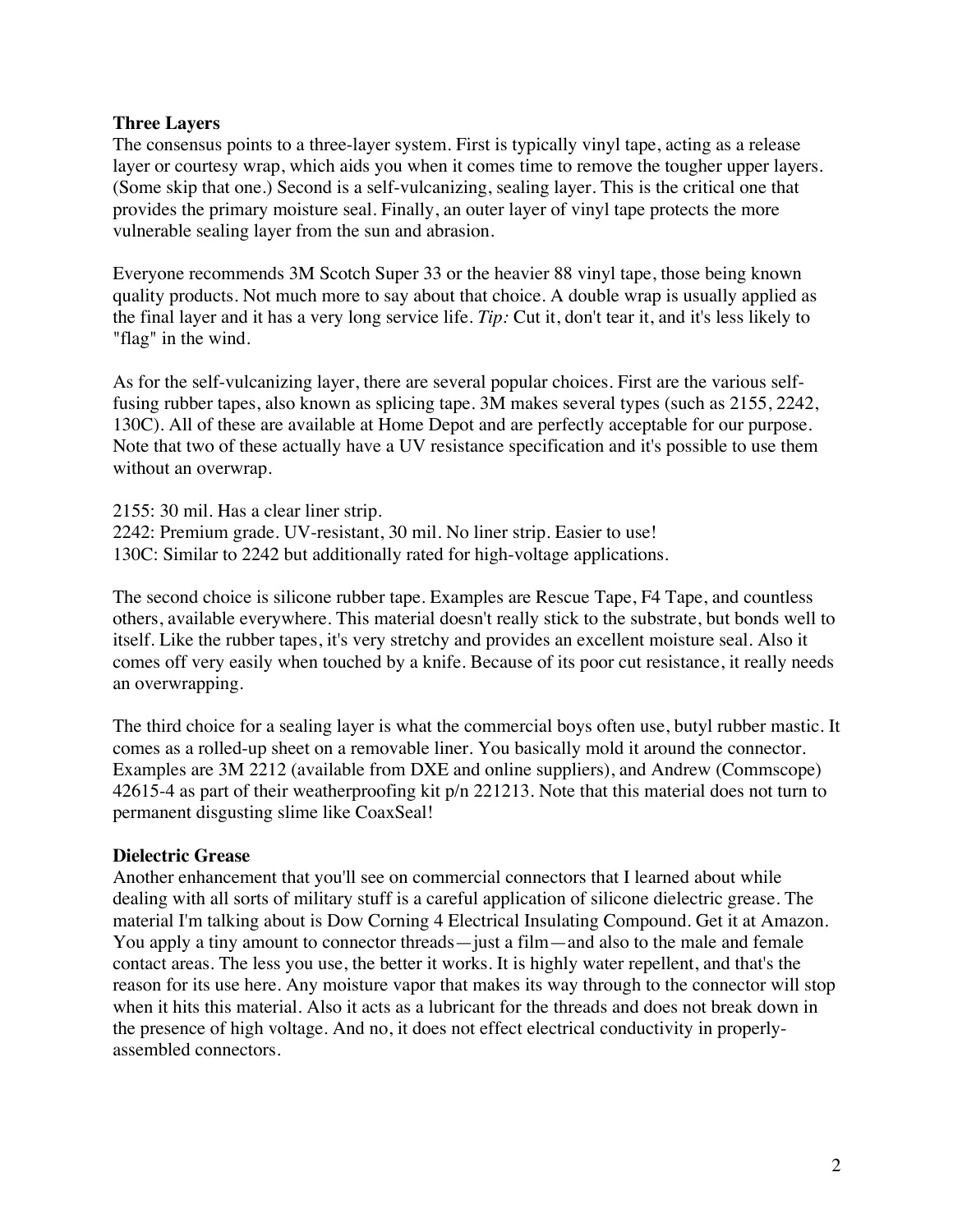**Three Layers**

The consensus points to a three-layer system. First is typically vinyl tape, acting as a release layer or courtesy wrap, which aids you when it comes time to remove the tougher upper layers. (Some skip that one.) Second is a self-vulcanizing, sealing layer. This is the critical one that provides the primary moisture seal. Finally, an outer layer of vinyl tape protects the more vulnerable sealing layer from the sun and abrasion.

Everyone recommends 3M Scotch Super 33 or the heavier 88 vinyl tape, those being known quality products. Not much more to say about that choice. A double wrap is usually applied as the final layer and it has a very long service life. *Tip:* Cut it, don't tear it, and it's less likely to "flag" in the wind.

As for the self-vulcanizing layer, there are several popular choices. First are the various self-fusing rubber tapes, also known as splicing tape. 3M makes several types (such as 2155, 2242, 130C). All of these are available at Home Depot and are perfectly acceptable for our purpose. Note that two of these actually have a UV resistance specification and it's possible to use them without an overwrap.

2155: 30 mil. Has a clear liner strip.
2242: Premium grade. UV-resistant, 30 mil. No liner strip. Easier to use!
130C: Similar to 2242 but additionally rated for high-voltage applications.

The second choice is silicone rubber tape. Examples are Rescue Tape, F4 Tape, and countless others, available everywhere. This material doesn't really stick to the substrate, but bonds well to itself. Like the rubber tapes, it's very stretchy and provides an excellent moisture seal. Also it comes off very easily when touched by a knife. Because of its poor cut resistance, it really needs an overwrapping.

The third choice for a sealing layer is what the commercial boys often use, butyl rubber mastic. It comes as a rolled-up sheet on a removable liner. You basically mold it around the connector. Examples are 3M 2212 (available from DXE and online suppliers), and Andrew (Commscope) 42615-4 as part of their weatherproofing kit p/n 221213. Note that this material does not turn to permanent disgusting slime like CoaxSeal!

**Dielectric Grease**

Another enhancement that you'll see on commercial connectors that I learned about while dealing with all sorts of military stuff is a careful application of silicone dielectric grease. The material I'm talking about is Dow Corning 4 Electrical Insulating Compound. Get it at Amazon. You apply a tiny amount to connector threads—just a film—and also to the male and female contact areas. The less you use, the better it works. It is highly water repellent, and that's the reason for its use here. Any moisture vapor that makes its way through to the connector will stop when it hits this material. Also it acts as a lubricant for the threads and does not break down in the presence of high voltage. And no, it does not effect electrical conductivity in properly-assembled connectors.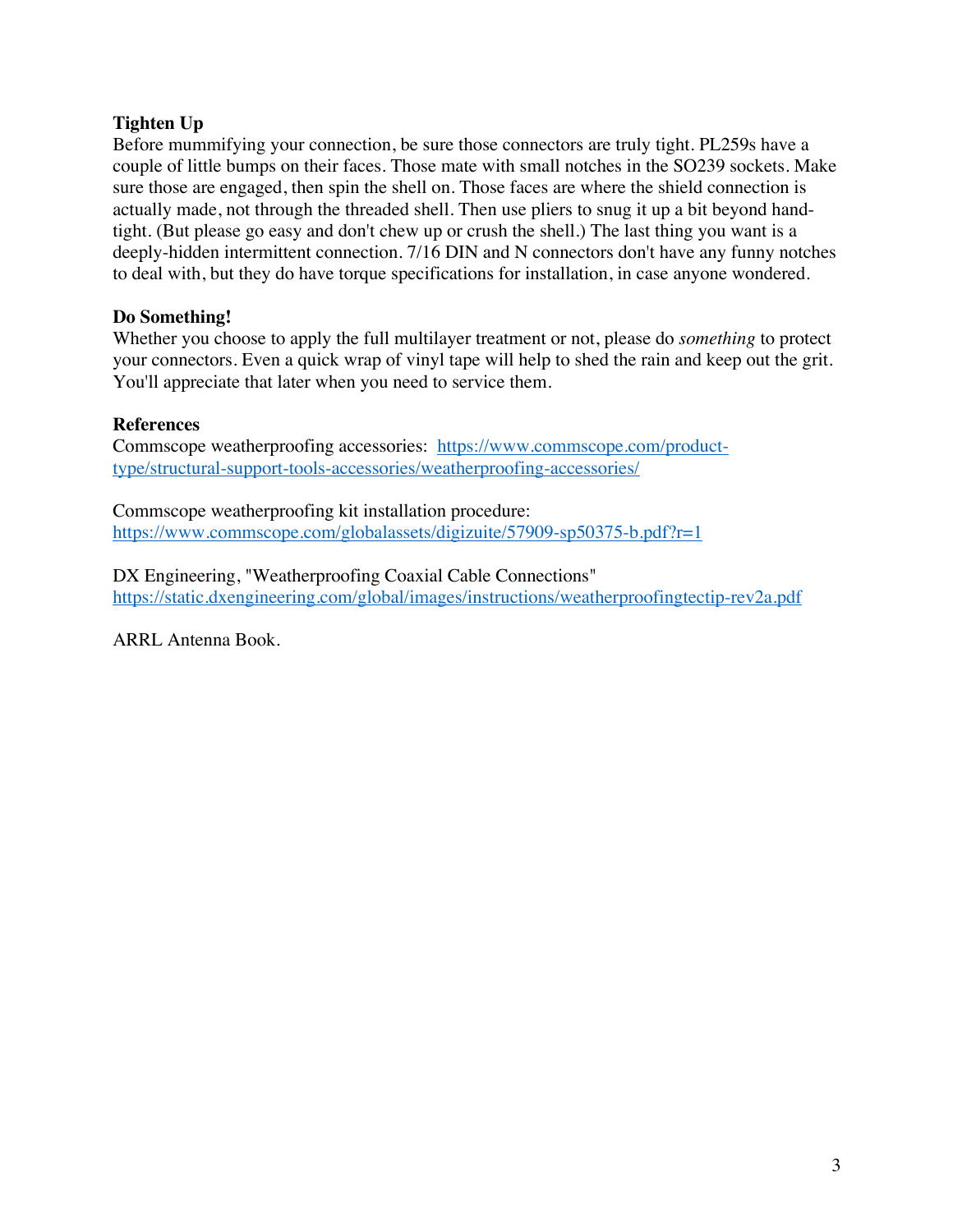## Tighten Up

Before mummifying your connection, be sure those connectors are truly tight. PL259s have a couple of little bumps on their faces. Those mate with small notches in the SO239 sockets. Make sure those are engaged, then spin the shell on. Those faces are where the shield connection is actually made, not through the threaded shell. Then use pliers to snug it up a bit beyond hand-tight. (But please go easy and don't chew up or crush the shell.) The last thing you want is a deeply-hidden intermittent connection. 7/16 DIN and N connectors don't have any funny notches to deal with, but they do have torque specifications for installation, in case anyone wondered.

## Do Something!

Whether you choose to apply the full multilayer treatment or not, please do *something* to protect your connectors. Even a quick wrap of vinyl tape will help to shed the rain and keep out the grit. You'll appreciate that later when you need to service them.

## References

Commscope weatherproofing accessories: [https://www.commscope.com/product-type/structural-support-tools-accessories/weatherproofing-accessories/](https://www.commscope.com/product-type/structural-support-tools-accessories/weatherproofing-accessories/)

Commscope weatherproofing kit installation procedure:
[https://www.commscope.com/globalassets/digizuite/57909-sp50375-b.pdf?r=1](https://www.commscope.com/globalassets/digizuite/57909-sp50375-b.pdf?r=1)

DX Engineering, "Weatherproofing Coaxial Cable Connections"
[https://static.dxengineering.com/global/images/instructions/weatherproofingtectip-rev2a.pdf](https://static.dxengineering.com/global/images/instructions/weatherproofingtectip-rev2a.pdf)

ARRL Antenna Book.